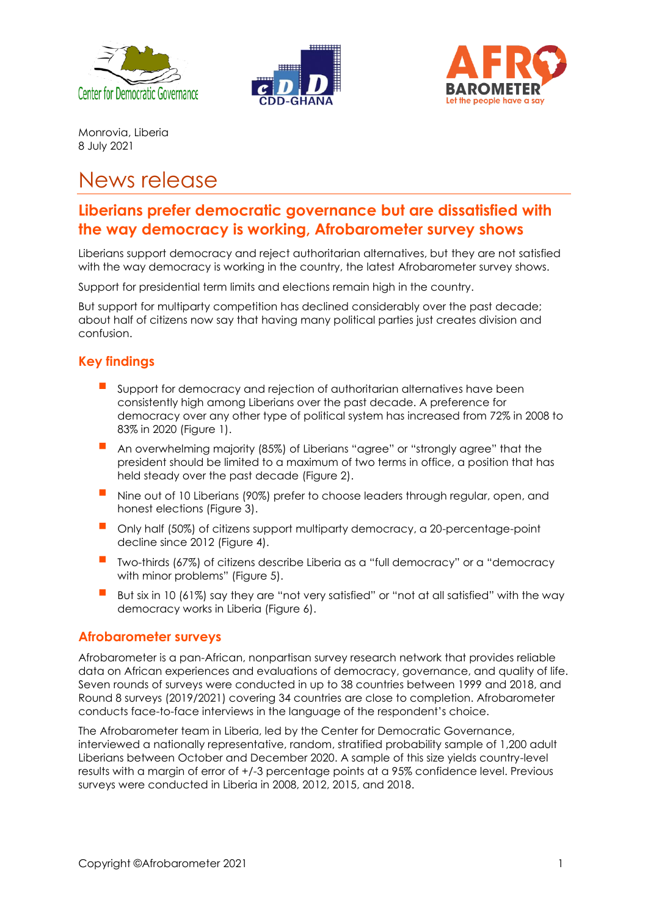Monrovia, Liberia
8 July 2021

# News release

## Liberians prefer democratic governance but are dissatisfied with the way democracy is working, Afrobarometer survey shows

Liberians support democracy and reject authoritarian alternatives, but they are not satisfied with the way democracy is working in the country, the latest Afrobarometer survey shows.

Support for presidential term limits and elections remain high in the country.

But support for multiparty competition has declined considerably over the past decade; about half of citizens now say that having many political parties just creates division and confusion.

### Key findings

- Support for democracy and rejection of authoritarian alternatives have been consistently high among Liberians over the past decade. A preference for democracy over any other type of political system has increased from 72% in 2008 to 83% in 2020 (Figure 1).
- An overwhelming majority (85%) of Liberians "agree" or "strongly agree" that the president should be limited to a maximum of two terms in office, a position that has held steady over the past decade (Figure 2).
- Nine out of 10 Liberians (90%) prefer to choose leaders through regular, open, and honest elections (Figure 3).
- Only half (50%) of citizens support multiparty democracy, a 20-percentage-point decline since 2012 (Figure 4).
- Two-thirds (67%) of citizens describe Liberia as a "full democracy" or a "democracy with minor problems" (Figure 5).
- But six in 10 (61%) say they are "not very satisfied" or "not at all satisfied" with the way democracy works in Liberia (Figure 6).

### Afrobarometer surveys

Afrobarometer is a pan-African, nonpartisan survey research network that provides reliable data on African experiences and evaluations of democracy, governance, and quality of life. Seven rounds of surveys were conducted in up to 38 countries between 1999 and 2018, and Round 8 surveys (2019/2021) covering 34 countries are close to completion. Afrobarometer conducts face-to-face interviews in the language of the respondent's choice.

The Afrobarometer team in Liberia, led by the Center for Democratic Governance, interviewed a nationally representative, random, stratified probability sample of 1,200 adult Liberians between October and December 2020. A sample of this size yields country-level results with a margin of error of +/-3 percentage points at a 95% confidence level. Previous surveys were conducted in Liberia in 2008, 2012, 2015, and 2018.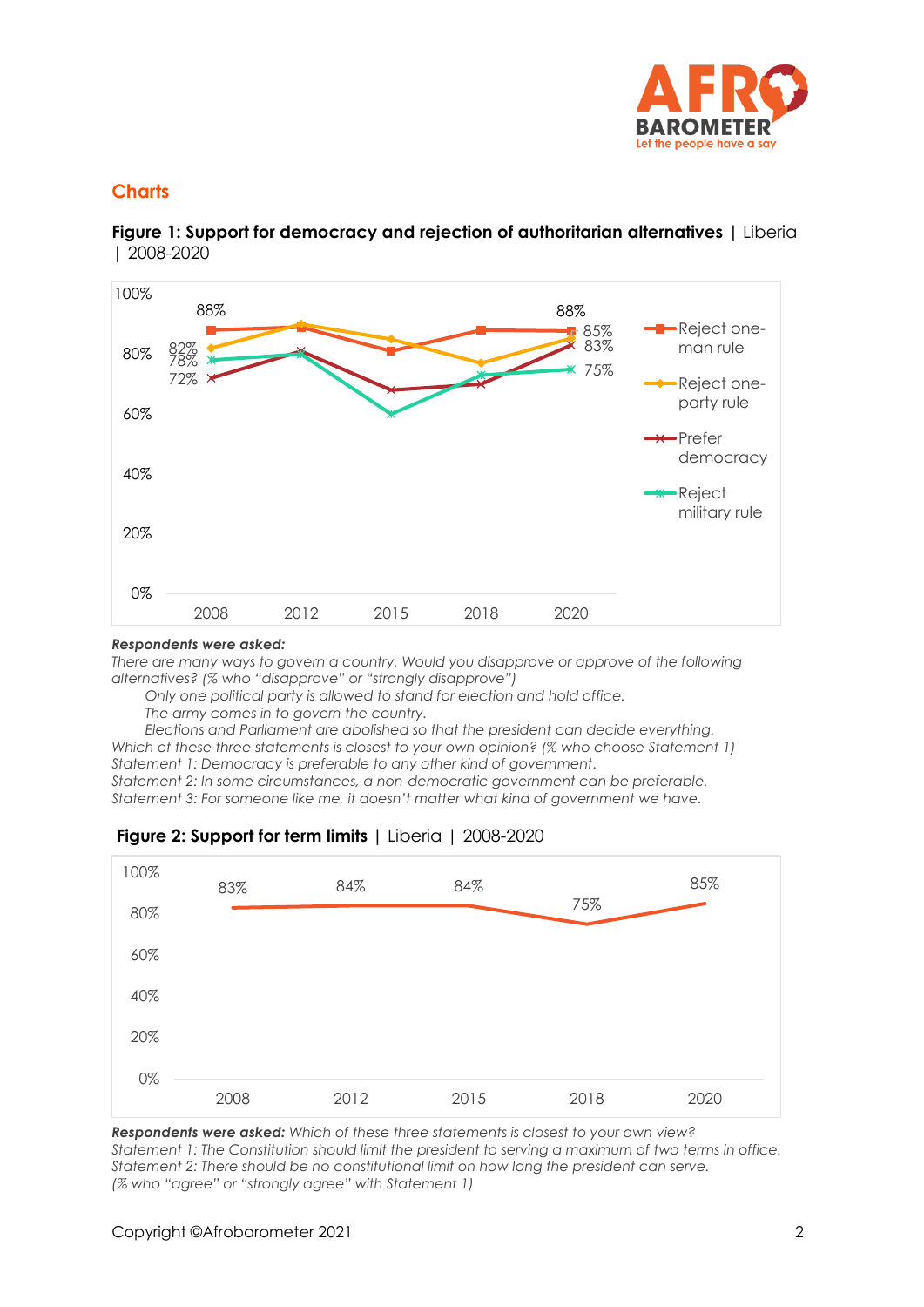## Charts

**Figure 1: Support for democracy and rejection of authoritarian alternatives** | Liberia | 2008-2020

**Respondents were asked:**

*There are many ways to govern a country. Would you disapprove or approve of the following alternatives? (% who "disapprove" or "strongly disapprove")*

*Only one political party is allowed to stand for election and hold office.*

*The army comes in to govern the country.*

*Elections and Parliament are abolished so that the president can decide everything.*

*Which of these three statements is closest to your own opinion? (% who choose Statement 1)*

*Statement 1: Democracy is preferable to any other kind of government.*

*Statement 2: In some circumstances, a non-democratic government can be preferable.*

*Statement 3: For someone like me, it doesn't matter what kind of government we have.*

**Figure 2: Support for term limits** | Liberia | 2008-2020

**Respondents were asked:** *Which of these three statements is closest to your own view?*

*Statement 1: The Constitution should limit the president to serving a maximum of two terms in office.*

*Statement 2: There should be no constitutional limit on how long the president can serve.*

*(% who "agree" or "strongly agree" with Statement 1)*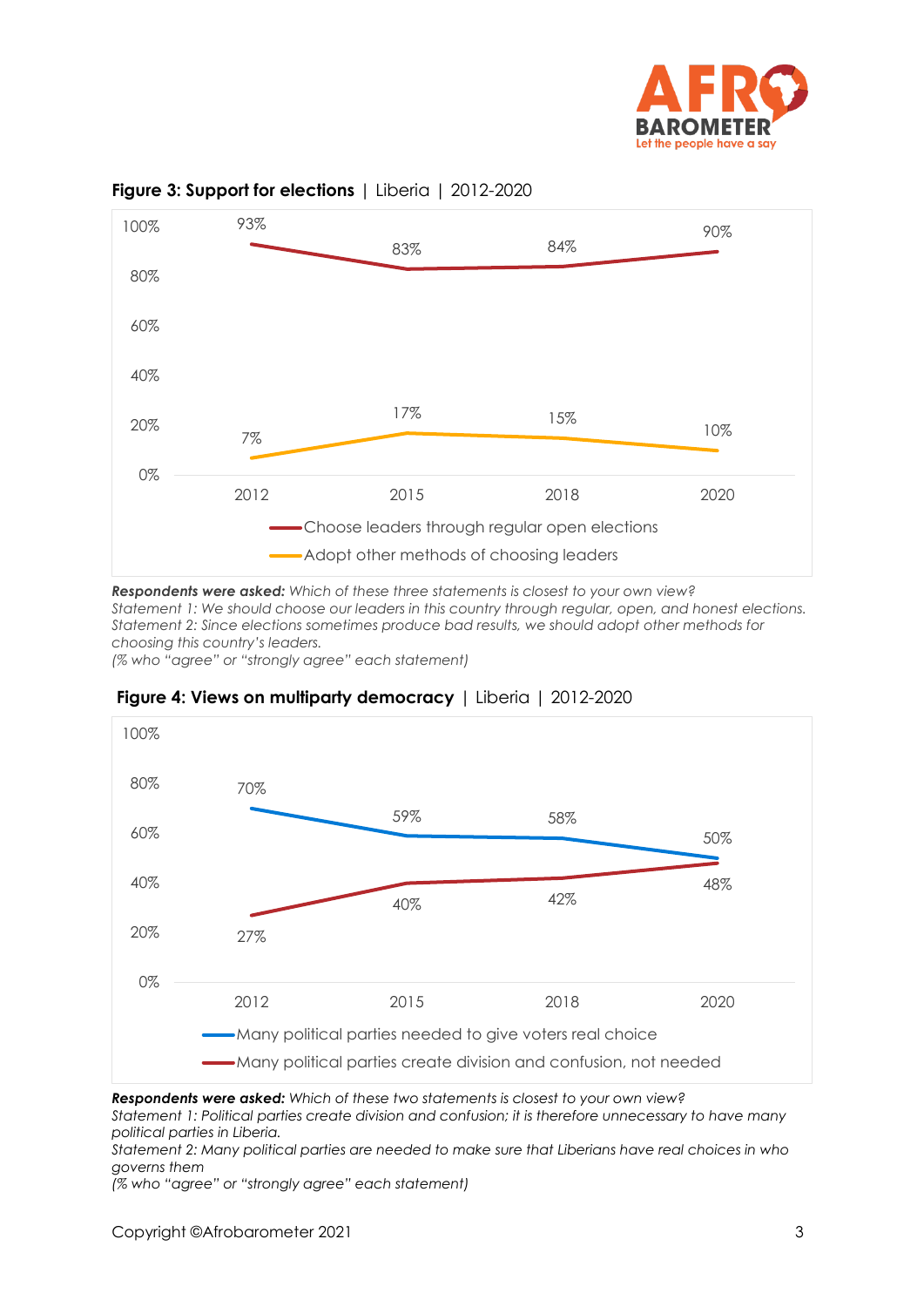**Figure 3: Support for elections** | Liberia | 2012-2020

| | 2012 | 2015 | 2018 | 2020 |
|---|---|---|---|---|
| Choose leaders through regular open elections | 93% | 83% | 84% | 90% |
| Adopt other methods of choosing leaders | 7% | 17% | 15% | 10% |

***Respondents were asked:*** *Which of these three statements is closest to your own view?*
*Statement 1: We should choose our leaders in this country through regular, open, and honest elections.*
*Statement 2: Since elections sometimes produce bad results, we should adopt other methods for choosing this country's leaders.*
*(% who "agree" or "strongly agree" each statement)*

**Figure 4: Views on multiparty democracy** | Liberia | 2012-2020

| | 2012 | 2015 | 2018 | 2020 |
|---|---|---|---|---|
| Many political parties needed to give voters real choice | 70% | 59% | 58% | 50% |
| Many political parties create division and confusion, not needed | 27% | 40% | 42% | 48% |

***Respondents were asked:*** *Which of these two statements is closest to your own view?*
*Statement 1: Political parties create division and confusion; it is therefore unnecessary to have many political parties in Liberia.*
*Statement 2: Many political parties are needed to make sure that Liberians have real choices in who governs them*
*(% who "agree" or "strongly agree" each statement)*

Copyright ©Afrobarometer 2021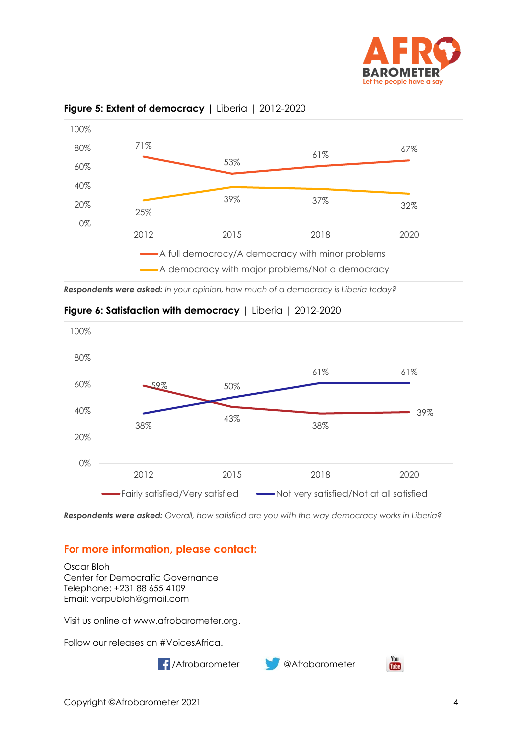**Figure 5: Extent of democracy** | Liberia | 2012-2020

100%
80%
60%
40%
20%
0%

71%
53%
61%
67%
25%
39%
37%
32%

2012
2015
2018
2020

A full democracy/A democracy with minor problems
A democracy with major problems/Not a democracy

***Respondents were asked:*** *In your opinion, how much of a democracy is Liberia today?*

**Figure 6: Satisfaction with democracy** | Liberia | 2012-2020

100%
80%
60%
40%
20%
0%

59%
50%
61%
61%
38%
43%
38%
39%

2012
2015
2018
2020

Fairly satisfied/Very satisfied
Not very satisfied/Not at all satisfied

***Respondents were asked:*** *Overall, how satisfied are you with the way democracy works in Liberia?*

## For more information, please contact:

Oscar Bloh
Center for Democratic Governance
Telephone: +231 88 655 4109
Email: varpubloh@gmail.com

Visit us online at www.afrobarometer.org.

Follow our releases on #VoicesAfrica.

/Afrobarometer @Afrobarometer

Copyright ©Afrobarometer 2021